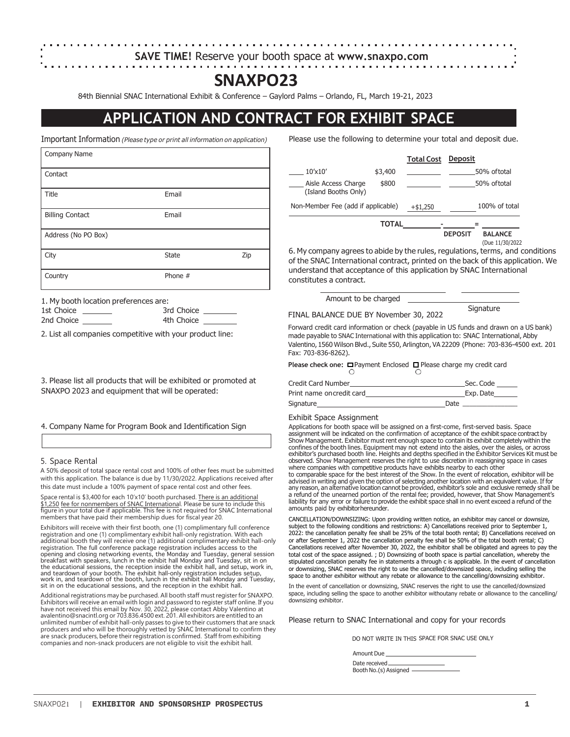**SAVE TIME!** Reserve your booth space at **www.snaxpo.com**

# SNAXPO23

84th Biennial SNAC International Exhibit & Conference – Gaylord Palms – Orlando, FL, March 19-21, 2023

## APPLICATION AND CONTRACT FOR EXHIBIT SPACE

Important Information *(Please type or print all information on application)*

| Company Name | | |
|---|---|---|
| Contact | | |
| Title | Email | |
| Billing Contact | Email | |
| Address (No PO Box) | | |
| City | State | Zip |
| Country | Phone # | |

1. My booth location preferences are:

1st Choice ________ 3rd Choice ________
2nd Choice ________ 4th Choice ________

2. List all companies competitive with your product line:

3. Please list all products that will be exhibited or promoted at SNAXPO 2023 and equipment that will be operated:

4. Company Name for Program Book and Identification Sign

5. Space Rental

A 50% deposit of total space rental cost and 100% of other fees must be submitted with this application. The balance is due by 11/30/2022. Applications received after this date must include a 100% payment of space rental cost and other fees.

Space rental is $3,400 for each 10'x10' booth purchased. There is an additional $1,250 fee for nonmembers of SNAC International. Please be sure to include this figure in your total due if applicable. This fee is not required for SNAC International members that have paid their membership dues for fiscal year 20.

Exhibitors will receive with their first booth, one (1) complimentary full conference registration and one (1) complimentary exhibit hall-only registration. With each additional booth they will receive one (1) additional complimentary exhibit hall-only registration. The full conference package registration includes access to the opening and closing networking events, the Monday and Tuesday, general session breakfast with speakers, lunch in the exhibit hall Monday and Tuesday, sit in on the educational sessions, the reception inside the exhibit hall, and setup, work in, and teardown of your booth. The exhibit hall-only registration includes setup, work in, and teardown of the booth, lunch in the exhibit hall Monday and Tuesday, sit in on the educational sessions, and the reception in the exhibit hall.

Additional registrations may be purchased. All booth staff must register for SNAXPO. Exhibitors will receive an email with login and password to register staff online. If you have not received this email by Nov. 30, 2022, please contact Abby Valentino at avalentino@snacintl.org or 703.836.4500 ext. 201. All exhibitors are entitled to an unlimited number of exhibit hall-only passes to give to their customers that are snack producers and who will be thoroughly vetted by SNAC International to confirm they are snack producers, before their registration is confirmed. Staff from exhibiting companies and non-snack producers are not eligible to visit the exhibit hall.

Please use the following to determine your total and deposit due.

| | | Total Cost | Deposit |
|---|---|---|---|
| ____ 10'x10' | $3,400 | ________ | ______ 50% of total |
| ____ Aisle Access Charge (Island Booths Only) | $800 | ________ | ______ 50% of total |
| Non-Member Fee (add if applicable) | | +$1,250 | ______ 100% of total |
| **TOTAL** | | ________ - ________ = ________ | |
| | | **DEPOSIT** | **BALANCE** (Due 11/30/2022) |

6. My company agrees to abide by the rules, regulations, terms, and conditions of the SNAC International contract, printed on the back of this application. We understand that acceptance of this application by SNAC International constitutes a contract.

Amount to be charged ________________ Signature ________________

FINAL BALANCE DUE BY November 30, 2022

Forward credit card information or check (payable in US funds and drawn on a US bank) made payable to SNAC International with this application to: SNAC International, Abby Valentino, 1560 Wilson Blvd., Suite 550, Arlington, VA 22209 (Phone: 703-836-4500 ext. 201 Fax: 703-836-8262).

**Please check one:** ☐ Payment Enclosed ☐ Please charge my credit card

Credit Card Number ________________ Sec. Code ______
Print name on credit card ________________ Exp. Date ______
Signature ________________ Date ______

Exhibit Space Assignment

Applications for booth space will be assigned on a first-come, first-served basis. Space assignment will be indicated on the confirmation of acceptance of the exhibit space contract by Show Management. Exhibitor must rent enough space to contain its exhibit completely within the confines of the booth lines. Equipment may not extend into the aisles, over the aisles, or across exhibitor's purchased booth line. Heights and depths specified in the Exhibitor Services Kit must be observed. Show Management reserves the right to use discretion in reassigning space in cases where companies with competitive products have exhibits nearby to each other to comparable space for the best interest of the Show. In the event of relocation, exhibitor will be advised in writing and given the option of selecting another location with an equivalent value. If for any reason, an alternative location cannot be provided, exhibitor's sole and exclusive remedy shall be a refund of the unearned portion of the rental fee; provided, however, that Show Management's liability for any error or failure to provide the exhibit space shall in no event exceed a refund of the amounts paid by exhibitor hereunder.

CANCELLATION/DOWNSIZING: Upon providing written notice, an exhibitor may cancel or downsize, subject to the following conditions and restrictions: A) Cancellations received prior to September 1, 2022: the cancellation penalty fee shall be 25% of the total booth rental; B) Cancellations received on or after September 1, 2022 the cancellation penalty fee shall be 50% of the total booth rental; C) Cancellations received after November 30, 2022, the exhibitor shall be obligated and agrees to pay the total cost of the space assigned. ; D) Downsizing of booth space is partial cancellation, whereby the stipulated cancellation penalty fee in statements a through c is applicable. In the event of cancellation or downsizing, SNAC reserves the right to use the cancelled/downsized space, including selling the space to another exhibitor without any rebate or allowance to the cancelling/downsizing exhibitor.

In the event of cancellation or downsizing, SNAC reserves the right to use the cancelled/downsized space, including selling the space to another exhibitor withoutany rebate or allowance to the cancelling/downsizing exhibitor.

Please return to SNAC International and copy for your records

DO NOT WRITE IN THIS SPACE FOR SNAC USE ONLY

Amount Due ________________
Date received ________________
Booth No.(s) Assigned ________________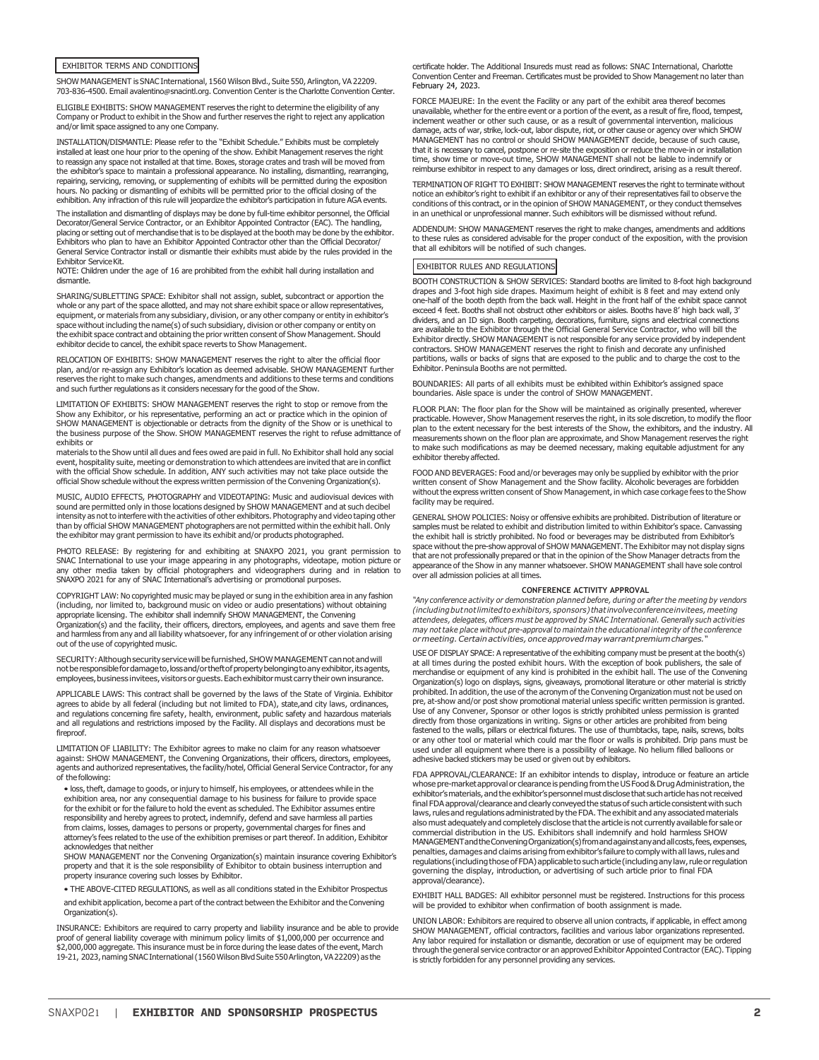## EXHIBITOR TERMS AND CONDITIONS

SHOW MANAGEMENT is SNAC International, 1560 Wilson Blvd., Suite 550, Arlington, VA 22209. 703-836-4500. Email avalentino@snacintl.org. Convention Center is the Charlotte Convention Center.

ELIGIBLE EXHIBITS: SHOW MANAGEMENT reserves the right to determine the eligibility of any Company or Product to exhibit in the Show and further reserves the right to reject any application and/or limit space assigned to any one Company.

INSTALLATION/DISMANTLE: Please refer to the "Exhibit Schedule." Exhibits must be completely installed at least one hour prior to the opening of the show. Exhibit Management reserves the right to reassign any space not installed at that time. Boxes, storage crates and trash will be moved from the exhibitor's space to maintain a professional appearance. No installing, dismantling, rearranging, repairing, servicing, removing, or supplementing of exhibits will be permitted during the exposition hours. No packing or dismantling of exhibits will be permitted prior to the official closing of the exhibition. Any infraction of this rule will jeopardize the exhibitor's participation in future AGA events.

The installation and dismantling of displays may be done by full-time exhibitor personnel, the Official Decorator/General Service Contractor, or an Exhibitor Appointed Contractor (EAC). The handling, placing or setting out of merchandise that is to be displayed at the booth may be done by the exhibitor. Exhibitors who plan to have an Exhibitor Appointed Contractor other than the Official Decorator/ General Service Contractor install or dismantle their exhibits must abide by the rules provided in the Exhibitor Service Kit.

NOTE: Children under the age of 16 are prohibited from the exhibit hall during installation and dismantle.

SHARING/SUBLETTING SPACE: Exhibitor shall not assign, sublet, subcontract or apportion the whole or any part of the space allotted, and may not share exhibit space or allow representatives, equipment, or materials from any subsidiary, division, or any other company or entity in exhibitor's space without including the name(s) of such subsidiary, division or other company or entity on the exhibit space contract and obtaining the prior written consent of Show Management. Should exhibitor decide to cancel, the exhibit space reverts to Show Management.

RELOCATION OF EXHIBITS: SHOW MANAGEMENT reserves the right to alter the official floor plan, and/or re-assign any Exhibitor's location as deemed advisable. SHOW MANAGEMENT further reserves the right to make such changes, amendments and additions to these terms and conditions and such further regulations as it considers necessary for the good of the Show.

LIMITATION OF EXHIBITS: SHOW MANAGEMENT reserves the right to stop or remove from the Show any Exhibitor, or his representative, performing an act or practice which in the opinion of SHOW MANAGEMENT is objectionable or detracts from the dignity of the Show or is unethical to the business purpose of the Show. SHOW MANAGEMENT reserves the right to refuse admittance of exhibits or

materials to the Show until all dues and fees owed are paid in full. No Exhibitor shall hold any social event, hospitality suite, meeting or demonstration to which attendees are invited that are in conflict with the official Show schedule. In addition, ANY such activities may not take place outside the official Show schedule without the express written permission of the Convening Organization(s).

MUSIC, AUDIO EFFECTS, PHOTOGRAPHY and VIDEOTAPING: Music and audiovisual devices with sound are permitted only in those locations designed by SHOW MANAGEMENT and at such decibel intensity as not to interfere with the activities of other exhibitors. Photography and video taping other than by official SHOW MANAGEMENT photographers are not permitted within the exhibit hall. Only the exhibitor may grant permission to have its exhibit and/or products photographed.

PHOTO RELEASE: By registering for and exhibiting at SNAXPO 2021, you grant permission to SNAC International to use your image appearing in any photographs, videotape, motion picture or any other media taken by official photographers and videographers during and in relation to SNAXPO 2021 for any of SNAC International's advertising or promotional purposes.

COPYRIGHT LAW: No copyrighted music may be played or sung in the exhibition area in any fashion (including, nor limited to, background music on video or audio presentations) without obtaining appropriate licensing. The exhibitor shall indemnify SHOW MANAGEMENT, the Convening Organization(s) and the facility, their officers, directors, employees, and agents and save them free and harmless from any and all liability whatsoever, for any infringement of or other violation arising out of the use of copyrighted music.

SECURITY: Although security service will be furnished, SHOW MANAGEMENT can not and will not be responsible for damage to, loss and/or theft of property belonging to any exhibitor, its agents, employees, business invitees, visitors or guests. Each exhibitor must carry their own insurance.

APPLICABLE LAWS: This contract shall be governed by the laws of the State of Virginia. Exhibitor agrees to abide by all federal (including but not limited to FDA), state,and city laws, ordinances, and regulations concerning fire safety, health, environment, public safety and hazardous materials and all regulations and restrictions imposed by the Facility. All displays and decorations must be fireproof.

LIMITATION OF LIABILITY: The Exhibitor agrees to make no claim for any reason whatsoever against: SHOW MANAGEMENT, the Convening Organizations, their officers, directors, employees, agents and authorized representatives, the facility/hotel, Official General Service Contractor, for any of the following:

- loss, theft, damage to goods, or injury to himself, his employees, or attendees while in the exhibition area, nor any consequential damage to his business for failure to provide space for the exhibit or for the failure to hold the event as scheduled. The Exhibitor assumes entire responsibility and hereby agrees to protect, indemnify, defend and save harmless all parties from claims, losses, damages to persons or property, governmental charges for fines and attorney's fees related to the use of the exhibition premises or part thereof. In addition, Exhibitor acknowledges that neither

  SHOW MANAGEMENT nor the Convening Organization(s) maintain insurance covering Exhibitor's property and that it is the sole responsibility of Exhibitor to obtain business interruption and property insurance covering such losses by Exhibitor.

- THE ABOVE-CITED REGULATIONS, as well as all conditions stated in the Exhibitor Prospectus

  and exhibit application, become a part of the contract between the Exhibitor and the Convening Organization(s).

INSURANCE: Exhibitors are required to carry property and liability insurance and be able to provide proof of general liability coverage with minimum policy limits of $1,000,000 per occurrence and $2,000,000 aggregate. This insurance must be in force during the lease dates of the event, March 19-21, 2023, naming SNAC International (1560 Wilson Blvd Suite 550 Arlington, VA 22209) as the certificate holder. The Additional Insureds must read as follows: SNAC International, Charlotte Convention Center and Freeman. Certificates must be provided to Show Management no later than February 24, 2023.

FORCE MAJEURE: In the event the Facility or any part of the exhibit area thereof becomes unavailable, whether for the entire event or a portion of the event, as a result of fire, flood, tempest, inclement weather or other such cause, or as a result of governmental intervention, malicious damage, acts of war, strike, lock-out, labor dispute, riot, or other cause or agency over which SHOW MANAGEMENT has no control or should SHOW MANAGEMENT decide, because of such cause, that it is necessary to cancel, postpone or re-site the exposition or reduce the move-in or installation time, show time or move-out time, SHOW MANAGEMENT shall not be liable to indemnify or reimburse exhibitor in respect to any damages or loss, direct orindirect, arising as a result thereof.

TERMINATION OF RIGHT TO EXHIBIT: SHOW MANAGEMENT reserves the right to terminate without notice an exhibitor's right to exhibit if an exhibitor or any of their representatives fail to observe the conditions of this contract, or in the opinion of SHOW MANAGEMENT, or they conduct themselves in an unethical or unprofessional manner. Such exhibitors will be dismissed without refund.

ADDENDUM: SHOW MANAGEMENT reserves the right to make changes, amendments and additions to these rules as considered advisable for the proper conduct of the exposition, with the provision that all exhibitors will be notified of such changes.

## EXHIBITOR RULES AND REGULATIONS

BOOTH CONSTRUCTION & SHOW SERVICES: Standard booths are limited to 8-foot high background drapes and 3-foot high side drapes. Maximum height of exhibit is 8 feet and may extend only one-half of the booth depth from the back wall. Height in the front half of the exhibit space cannot exceed 4 feet. Booths shall not obstruct other exhibitors or aisles. Booths have 8' high back wall, 3' dividers, and an ID sign. Booth carpeting, decorations, furniture, signs and electrical connections are available to the Exhibitor through the Official General Service Contractor, who will bill the Exhibitor directly. SHOW MANAGEMENT is not responsible for any service provided by independent contractors. SHOW MANAGEMENT reserves the right to finish and decorate any unfinished partitions, walls or backs of signs that are exposed to the public and to charge the cost to the Exhibitor. Peninsula Booths are not permitted.

BOUNDARIES: All parts of all exhibits must be exhibited within Exhibitor's assigned space boundaries. Aisle space is under the control of SHOW MANAGEMENT.

FLOOR PLAN: The floor plan for the Show will be maintained as originally presented, wherever practicable. However, Show Management reserves the right, in its sole discretion, to modify the floor plan to the extent necessary for the best interests of the Show, the exhibitors, and the industry. All measurements shown on the floor plan are approximate, and Show Management reserves the right to make such modifications as may be deemed necessary, making equitable adjustment for any exhibitor thereby affected.

FOOD AND BEVERAGES: Food and/or beverages may only be supplied by exhibitor with the prior written consent of Show Management and the Show facility. Alcoholic beverages are forbidden without the express written consent of Show Management, in which case corkage fees to the Show facility may be required.

GENERAL SHOW POLICIES: Noisy or offensive exhibits are prohibited. Distribution of literature or samples must be related to exhibit and distribution limited to within Exhibitor's space. Canvassing the exhibit hall is strictly prohibited. No food or beverages may be distributed from Exhibitor's space without the pre-show approval of SHOW MANAGEMENT. The Exhibitor may not display signs that are not professionally prepared or that in the opinion of the Show Manager detracts from the appearance of the Show in any manner whatsoever. SHOW MANAGEMENT shall have sole control over all admission policies at all times.

### CONFERENCE ACTIVITY APPROVAL

*"Any conference activity or demonstration planned before, during or after the meeting by vendors (including but not limited to exhibitors, sponsors) that involve conference invitees, meeting attendees, delegates, officers must be approved by SNAC International. Generally such activities may not take place without pre-approval to maintain the educational integrity of the conference or meeting. Certain activities, once approved may warrant premium charges."*

USE OF DISPLAY SPACE: A representative of the exhibiting company must be present at the booth(s) at all times during the posted exhibit hours. With the exception of book publishers, the sale of merchandise or equipment of any kind is prohibited in the exhibit hall. The use of the Convening Organization(s) logo on displays, signs, giveaways, promotional literature or other material is strictly prohibited. In addition, the use of the acronym of the Convening Organization must not be used on pre, at-show and/or post show promotional material unless specific written permission is granted. Use of any Convener, Sponsor or other logos is strictly prohibited unless permission is granted directly from those organizations in writing. Signs or other articles are prohibited from being fastened to the walls, pillars or electrical fixtures. The use of thumbtacks, tape, nails, screws, bolts or any other tool or material which could mar the floor or walls is prohibited. Drip pans must be used under all equipment where there is a possibility of leakage. No helium filled balloons or adhesive backed stickers may be used or given out by exhibitors.

FDA APPROVAL/CLEARANCE: If an exhibitor intends to display, introduce or feature an article whose pre-market approval or clearance is pending from the US Food & Drug Administration, the exhibitor's materials, and the exhibitor's personnel must disclose that such article has not received final FDA approval/clearance and clearly conveyed the status of such article consistent with such laws, rules and regulations administrated by the FDA. The exhibit and any associated materials also must adequately and completely disclose that the article is not currently available for sale or commercial distribution in the US. Exhibitors shall indemnify and hold harmless SHOW MANAGEMENT and the Convening Organization(s) from and against any and all costs, fees, expenses, penalties, damages and claims arising from exhibitor's failure to comply with all laws, rules and regulations (including those of FDA) applicable to such article (including any law, rule or regulation governing the display, introduction, or advertising of such article prior to final FDA approval/clearance).

EXHIBIT HALL BADGES: All exhibitor personnel must be registered. Instructions for this process will be provided to exhibitor when confirmation of booth assignment is made.

UNION LABOR: Exhibitors are required to observe all union contracts, if applicable, in effect among SHOW MANAGEMENT, official contractors, facilities and various labor organizations represented. Any labor required for installation or dismantle, decoration or use of equipment may be ordered through the general service contractor or an approved Exhibitor Appointed Contractor (EAC). Tipping is strictly forbidden for any personnel providing any services.